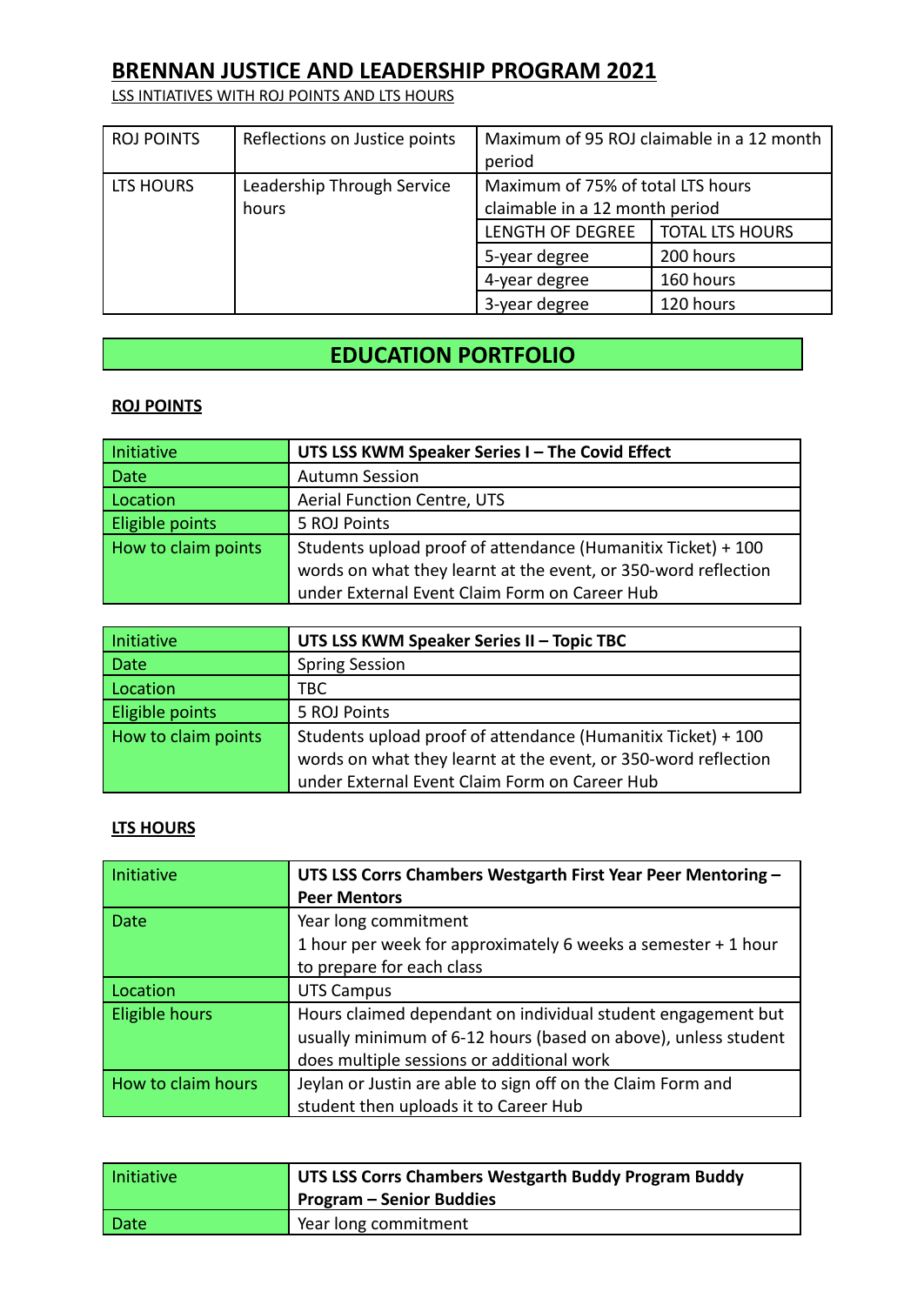# BRENNAN JUSTICE AND LEADERSHIP PROGRAM 2021

LSS INTIATIVES WITH ROJ POINTS AND LTS HOURS

| ROJ POINTS | Reflections on Justice points | Maximum of 95 ROJ claimable in a 12 month period | |
|---|---|---|---|
| LTS HOURS | Leadership Through Service hours | Maximum of 75% of total LTS hours claimable in a 12 month period | |
| | | LENGTH OF DEGREE | TOTAL LTS HOURS |
| | | 5-year degree | 200 hours |
| | | 4-year degree | 160 hours |
| | | 3-year degree | 120 hours |

## EDUCATION PORTFOLIO

### ROJ POINTS

| Initiative | **UTS LSS KWM Speaker Series I – The Covid Effect** |
|---|---|
| Date | Autumn Session |
| Location | Aerial Function Centre, UTS |
| Eligible points | 5 ROJ Points |
| How to claim points | Students upload proof of attendance (Humanitix Ticket) + 100 words on what they learnt at the event, or 350-word reflection under External Event Claim Form on Career Hub |

| Initiative | **UTS LSS KWM Speaker Series II – Topic TBC** |
|---|---|
| Date | Spring Session |
| Location | TBC |
| Eligible points | 5 ROJ Points |
| How to claim points | Students upload proof of attendance (Humanitix Ticket) + 100 words on what they learnt at the event, or 350-word reflection under External Event Claim Form on Career Hub |

### LTS HOURS

| Initiative | **UTS LSS Corrs Chambers Westgarth First Year Peer Mentoring – Peer Mentors** |
|---|---|
| Date | Year long commitment<br>1 hour per week for approximately 6 weeks a semester + 1 hour to prepare for each class |
| Location | UTS Campus |
| Eligible hours | Hours claimed dependant on individual student engagement but usually minimum of 6-12 hours (based on above), unless student does multiple sessions or additional work |
| How to claim hours | Jeylan or Justin are able to sign off on the Claim Form and student then uploads it to Career Hub |

| Initiative | **UTS LSS Corrs Chambers Westgarth Buddy Program Buddy Program – Senior Buddies** |
|---|---|
| Date | Year long commitment |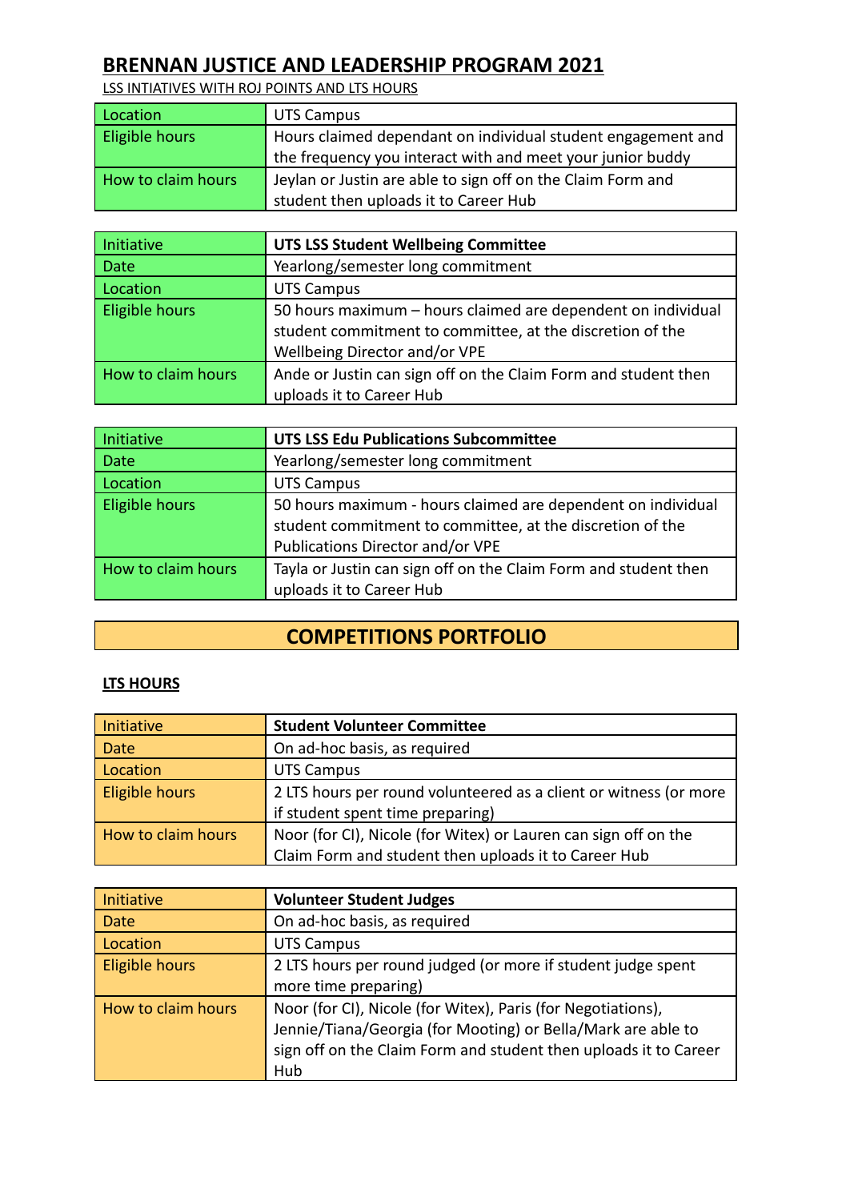# BRENNAN JUSTICE AND LEADERSHIP PROGRAM 2021

LSS INTIATIVES WITH ROJ POINTS AND LTS HOURS

| Location | UTS Campus |
|---|---|
| Eligible hours | Hours claimed dependant on individual student engagement and the frequency you interact with and meet your junior buddy |
| How to claim hours | Jeylan or Justin are able to sign off on the Claim Form and student then uploads it to Career Hub |

| Initiative | **UTS LSS Student Wellbeing Committee** |
|---|---|
| Date | Yearlong/semester long commitment |
| Location | UTS Campus |
| Eligible hours | 50 hours maximum – hours claimed are dependent on individual student commitment to committee, at the discretion of the Wellbeing Director and/or VPE |
| How to claim hours | Ande or Justin can sign off on the Claim Form and student then uploads it to Career Hub |

| Initiative | **UTS LSS Edu Publications Subcommittee** |
|---|---|
| Date | Yearlong/semester long commitment |
| Location | UTS Campus |
| Eligible hours | 50 hours maximum - hours claimed are dependent on individual student commitment to committee, at the discretion of the Publications Director and/or VPE |
| How to claim hours | Tayla or Justin can sign off on the Claim Form and student then uploads it to Career Hub |

## COMPETITIONS PORTFOLIO

**LTS HOURS**

| Initiative | **Student Volunteer Committee** |
|---|---|
| Date | On ad-hoc basis, as required |
| Location | UTS Campus |
| Eligible hours | 2 LTS hours per round volunteered as a client or witness (or more if student spent time preparing) |
| How to claim hours | Noor (for CI), Nicole (for Witex) or Lauren can sign off on the Claim Form and student then uploads it to Career Hub |

| Initiative | **Volunteer Student Judges** |
|---|---|
| Date | On ad-hoc basis, as required |
| Location | UTS Campus |
| Eligible hours | 2 LTS hours per round judged (or more if student judge spent more time preparing) |
| How to claim hours | Noor (for CI), Nicole (for Witex), Paris (for Negotiations), Jennie/Tiana/Georgia (for Mooting) or Bella/Mark are able to sign off on the Claim Form and student then uploads it to Career Hub |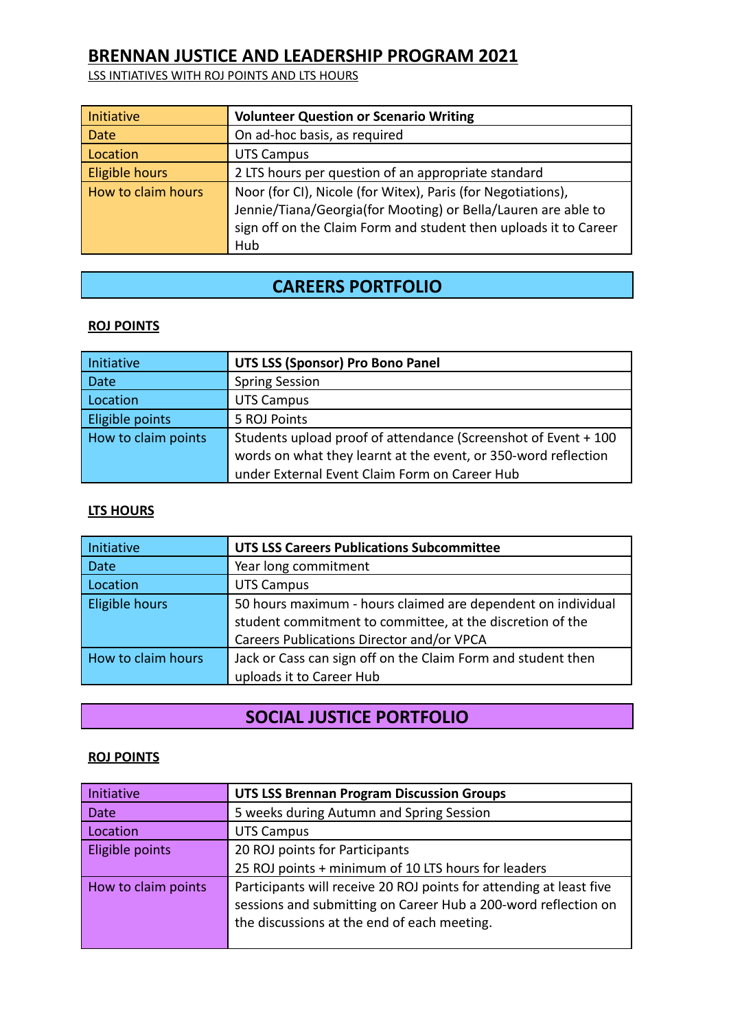# BRENNAN JUSTICE AND LEADERSHIP PROGRAM 2021

LSS INTIATIVES WITH ROJ POINTS AND LTS HOURS

| Initiative | **Volunteer Question or Scenario Writing** |
|---|---|
| Date | On ad-hoc basis, as required |
| Location | UTS Campus |
| Eligible hours | 2 LTS hours per question of an appropriate standard |
| How to claim hours | Noor (for CI), Nicole (for Witex), Paris (for Negotiations), Jennie/Tiana/Georgia(for Mooting) or Bella/Lauren are able to sign off on the Claim Form and student then uploads it to Career Hub |

## CAREERS PORTFOLIO

### ROJ POINTS

| Initiative | **UTS LSS (Sponsor) Pro Bono Panel** |
|---|---|
| Date | Spring Session |
| Location | UTS Campus |
| Eligible points | 5 ROJ Points |
| How to claim points | Students upload proof of attendance (Screenshot of Event + 100 words on what they learnt at the event, or 350-word reflection under External Event Claim Form on Career Hub |

### LTS HOURS

| Initiative | **UTS LSS Careers Publications Subcommittee** |
|---|---|
| Date | Year long commitment |
| Location | UTS Campus |
| Eligible hours | 50 hours maximum - hours claimed are dependent on individual student commitment to committee, at the discretion of the Careers Publications Director and/or VPCA |
| How to claim hours | Jack or Cass can sign off on the Claim Form and student then uploads it to Career Hub |

## SOCIAL JUSTICE PORTFOLIO

### ROJ POINTS

| Initiative | **UTS LSS Brennan Program Discussion Groups** |
|---|---|
| Date | 5 weeks during Autumn and Spring Session |
| Location | UTS Campus |
| Eligible points | 20 ROJ points for Participants<br>25 ROJ points + minimum of 10 LTS hours for leaders |
| How to claim points | Participants will receive 20 ROJ points for attending at least five sessions and submitting on Career Hub a 200-word reflection on the discussions at the end of each meeting. |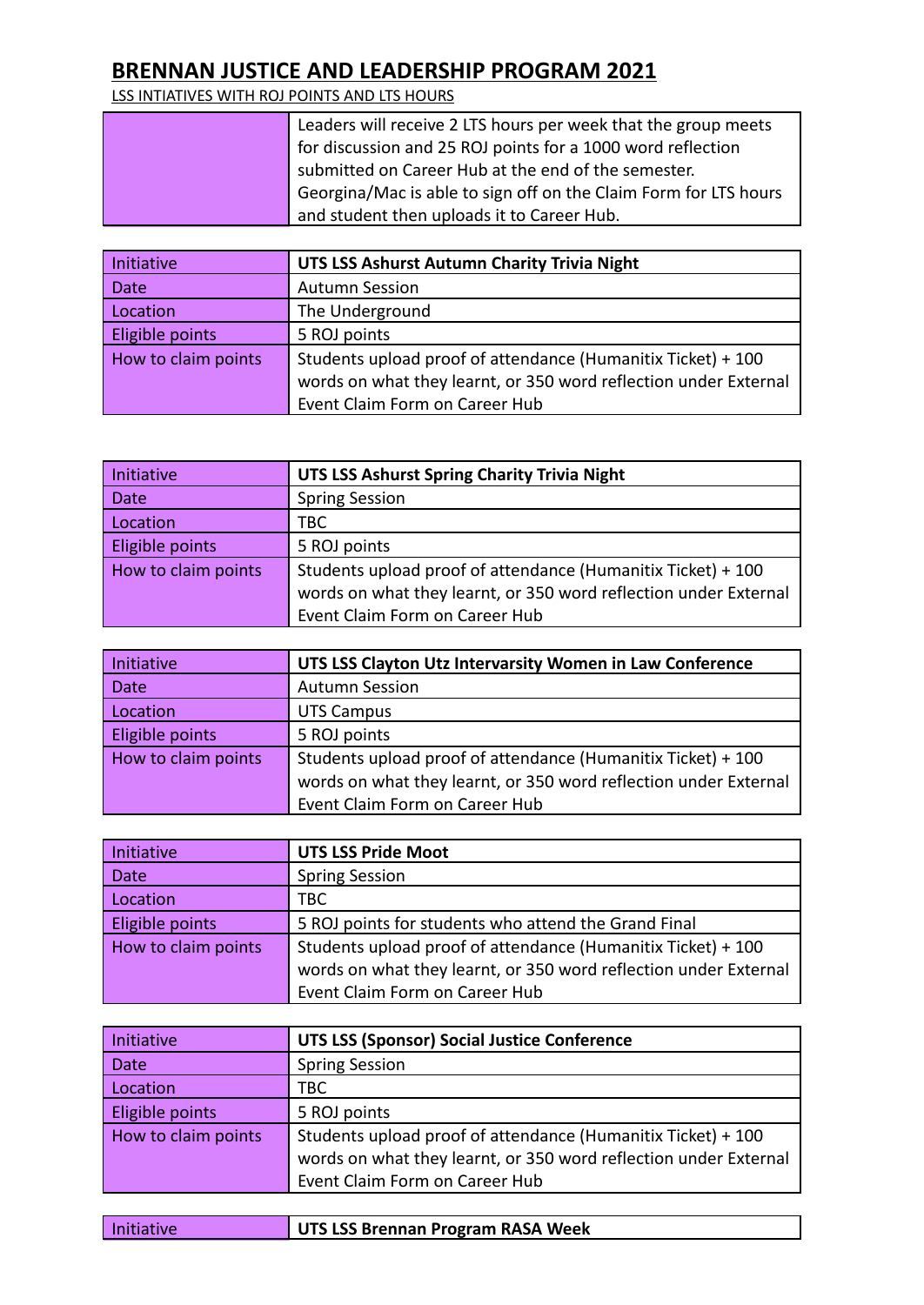## BRENNAN JUSTICE AND LEADERSHIP PROGRAM 2021

LSS INTIATIVES WITH ROJ POINTS AND LTS HOURS

| | |
|---|---|
| | Leaders will receive 2 LTS hours per week that the group meets for discussion and 25 ROJ points for a 1000 word reflection submitted on Career Hub at the end of the semester. Georgina/Mac is able to sign off on the Claim Form for LTS hours and student then uploads it to Career Hub. |

| Initiative | **UTS LSS Ashurst Autumn Charity Trivia Night** |
|---|---|
| Date | Autumn Session |
| Location | The Underground |
| Eligible points | 5 ROJ points |
| How to claim points | Students upload proof of attendance (Humanitix Ticket) + 100 words on what they learnt, or 350 word reflection under External Event Claim Form on Career Hub |

| Initiative | **UTS LSS Ashurst Spring Charity Trivia Night** |
|---|---|
| Date | Spring Session |
| Location | TBC |
| Eligible points | 5 ROJ points |
| How to claim points | Students upload proof of attendance (Humanitix Ticket) + 100 words on what they learnt, or 350 word reflection under External Event Claim Form on Career Hub |

| Initiative | **UTS LSS Clayton Utz Intervarsity Women in Law Conference** |
|---|---|
| Date | Autumn Session |
| Location | UTS Campus |
| Eligible points | 5 ROJ points |
| How to claim points | Students upload proof of attendance (Humanitix Ticket) + 100 words on what they learnt, or 350 word reflection under External Event Claim Form on Career Hub |

| Initiative | **UTS LSS Pride Moot** |
|---|---|
| Date | Spring Session |
| Location | TBC |
| Eligible points | 5 ROJ points for students who attend the Grand Final |
| How to claim points | Students upload proof of attendance (Humanitix Ticket) + 100 words on what they learnt, or 350 word reflection under External Event Claim Form on Career Hub |

| Initiative | **UTS LSS (Sponsor) Social Justice Conference** |
|---|---|
| Date | Spring Session |
| Location | TBC |
| Eligible points | 5 ROJ points |
| How to claim points | Students upload proof of attendance (Humanitix Ticket) + 100 words on what they learnt, or 350 word reflection under External Event Claim Form on Career Hub |

| Initiative | **UTS LSS Brennan Program RASA Week** |
|---|---|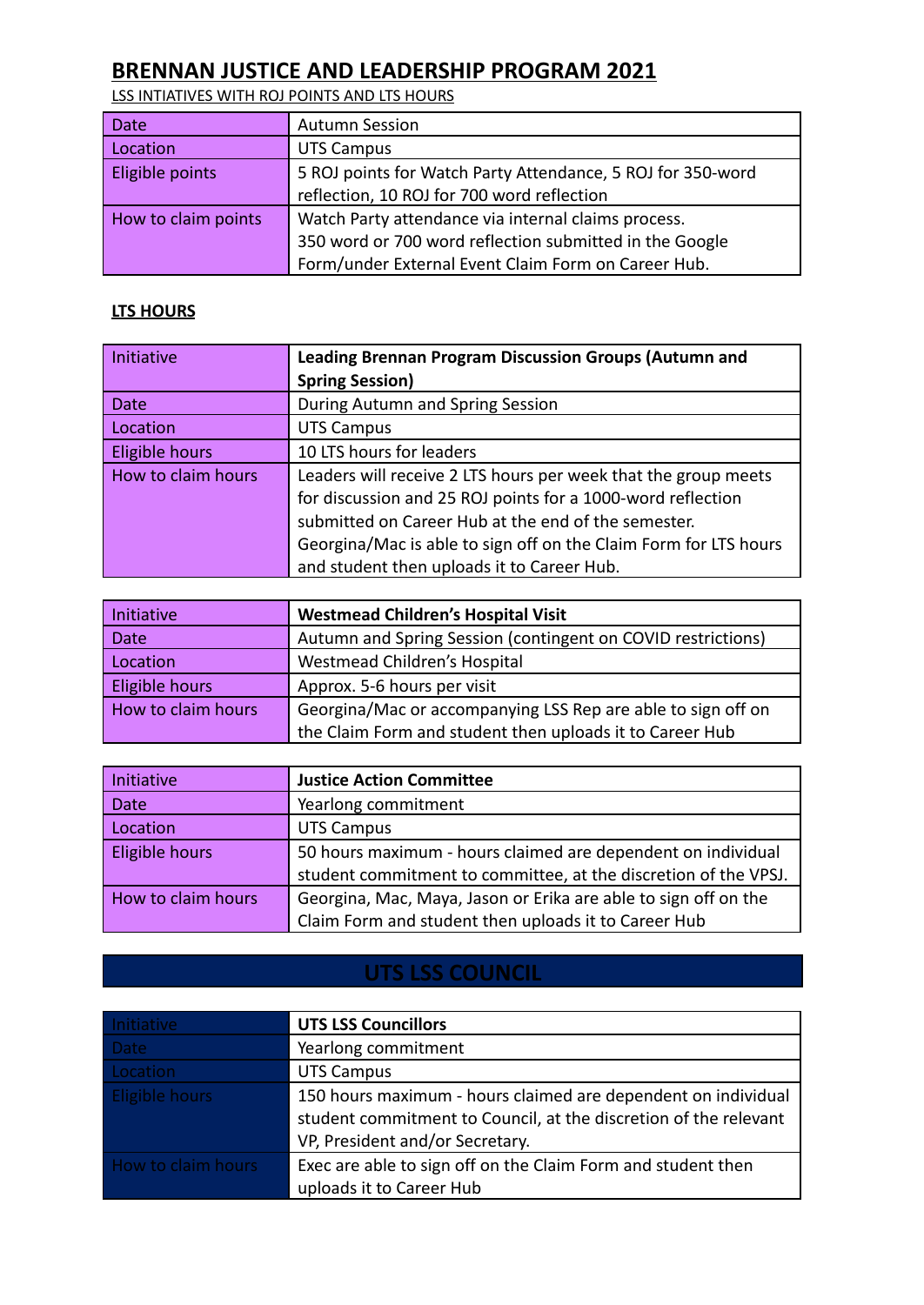# BRENNAN JUSTICE AND LEADERSHIP PROGRAM 2021

LSS INITIATIVES WITH ROJ POINTS AND LTS HOURS

| | |
|---|---|
| Date | Autumn Session |
| Location | UTS Campus |
| Eligible points | 5 ROJ points for Watch Party Attendance, 5 ROJ for 350-word reflection, 10 ROJ for 700 word reflection |
| How to claim points | Watch Party attendance via internal claims process. 350 word or 700 word reflection submitted in the Google Form/under External Event Claim Form on Career Hub. |

## LTS HOURS

| | |
|---|---|
| Initiative | **Leading Brennan Program Discussion Groups (Autumn and Spring Session)** |
| Date | During Autumn and Spring Session |
| Location | UTS Campus |
| Eligible hours | 10 LTS hours for leaders |
| How to claim hours | Leaders will receive 2 LTS hours per week that the group meets for discussion and 25 ROJ points for a 1000-word reflection submitted on Career Hub at the end of the semester. Georgina/Mac is able to sign off on the Claim Form for LTS hours and student then uploads it to Career Hub. |

| | |
|---|---|
| Initiative | **Westmead Children's Hospital Visit** |
| Date | Autumn and Spring Session (contingent on COVID restrictions) |
| Location | Westmead Children's Hospital |
| Eligible hours | Approx. 5-6 hours per visit |
| How to claim hours | Georgina/Mac or accompanying LSS Rep are able to sign off on the Claim Form and student then uploads it to Career Hub |

| | |
|---|---|
| Initiative | **Justice Action Committee** |
| Date | Yearlong commitment |
| Location | UTS Campus |
| Eligible hours | 50 hours maximum - hours claimed are dependent on individual student commitment to committee, at the discretion of the VPSJ. |
| How to claim hours | Georgina, Mac, Maya, Jason or Erika are able to sign off on the Claim Form and student then uploads it to Career Hub |

## UTS LSS COUNCIL

| | |
|---|---|
| Initiative | **UTS LSS Councillors** |
| Date | Yearlong commitment |
| Location | UTS Campus |
| Eligible hours | 150 hours maximum - hours claimed are dependent on individual student commitment to Council, at the discretion of the relevant VP, President and/or Secretary. |
| How to claim hours | Exec are able to sign off on the Claim Form and student then uploads it to Career Hub |